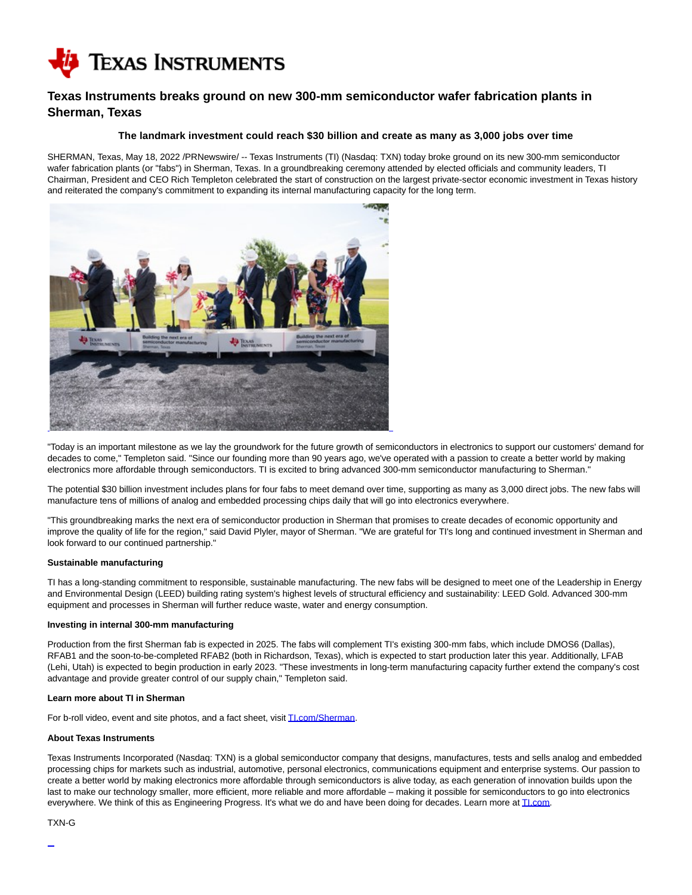# Texas Instruments breaks ground on new 300-mm semiconductor wafer fabrication plants in Sherman, Texas

### The landmark investment could reach $30 billion and create as many as 3,000 jobs over time

SHERMAN, Texas, May 18, 2022 /PRNewswire/ -- Texas Instruments (TI) (Nasdaq: TXN) today broke ground on its new 300-mm semiconductor wafer fabrication plants (or "fabs") in Sherman, Texas. In a groundbreaking ceremony attended by elected officials and community leaders, TI Chairman, President and CEO Rich Templeton celebrated the start of construction on the largest private-sector economic investment in Texas history and reiterated the company's commitment to expanding its internal manufacturing capacity for the long term.

"Today is an important milestone as we lay the groundwork for the future growth of semiconductors in electronics to support our customers' demand for decades to come," Templeton said. "Since our founding more than 90 years ago, we've operated with a passion to create a better world by making electronics more affordable through semiconductors. TI is excited to bring advanced 300-mm semiconductor manufacturing to Sherman."

The potential $30 billion investment includes plans for four fabs to meet demand over time, supporting as many as 3,000 direct jobs. The new fabs will manufacture tens of millions of analog and embedded processing chips daily that will go into electronics everywhere.

"This groundbreaking marks the next era of semiconductor production in Sherman that promises to create decades of economic opportunity and improve the quality of life for the region," said David Plyler, mayor of Sherman. "We are grateful for TI's long and continued investment in Sherman and look forward to our continued partnership."

**Sustainable manufacturing**

TI has a long-standing commitment to responsible, sustainable manufacturing. The new fabs will be designed to meet one of the Leadership in Energy and Environmental Design (LEED) building rating system's highest levels of structural efficiency and sustainability: LEED Gold. Advanced 300-mm equipment and processes in Sherman will further reduce waste, water and energy consumption.

**Investing in internal 300-mm manufacturing**

Production from the first Sherman fab is expected in 2025. The fabs will complement TI's existing 300-mm fabs, which include DMOS6 (Dallas), RFAB1 and the soon-to-be-completed RFAB2 (both in Richardson, Texas), which is expected to start production later this year. Additionally, LFAB (Lehi, Utah) is expected to begin production in early 2023. "These investments in long-term manufacturing capacity further extend the company's cost advantage and provide greater control of our supply chain," Templeton said.

**Learn more about TI in Sherman**

For b-roll video, event and site photos, and a fact sheet, visit TI.com/Sherman.

**About Texas Instruments**

Texas Instruments Incorporated (Nasdaq: TXN) is a global semiconductor company that designs, manufactures, tests and sells analog and embedded processing chips for markets such as industrial, automotive, personal electronics, communications equipment and enterprise systems. Our passion to create a better world by making electronics more affordable through semiconductors is alive today, as each generation of innovation builds upon the last to make our technology smaller, more efficient, more reliable and more affordable – making it possible for semiconductors to go into electronics everywhere. We think of this as Engineering Progress. It's what we do and have been doing for decades. Learn more at TI.com.

TXN-G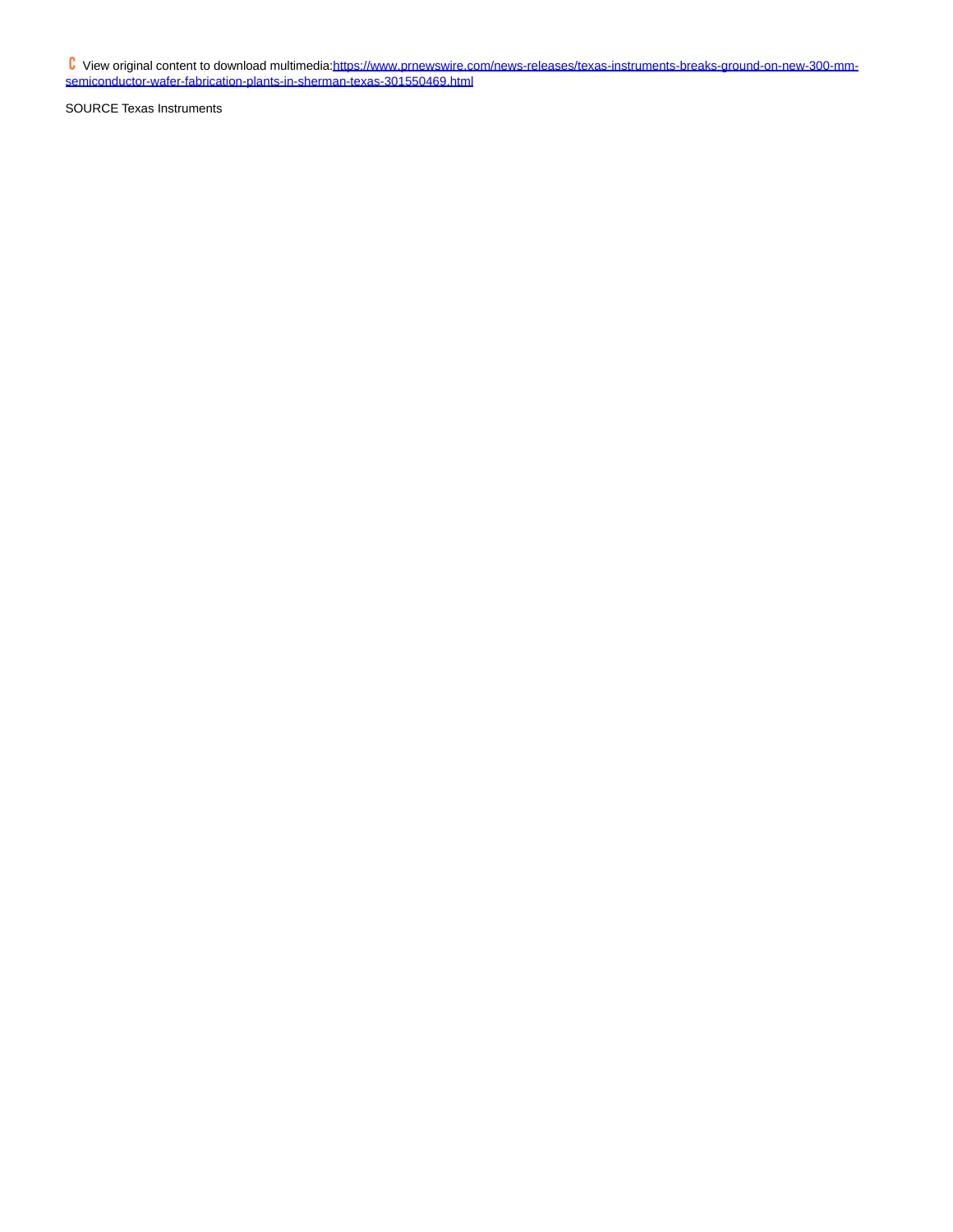C View original content to download multimedia:https://www.prnewswire.com/news-releases/texas-instruments-breaks-ground-on-new-300-mm-semiconductor-wafer-fabrication-plants-in-sherman-texas-301550469.html

SOURCE Texas Instruments